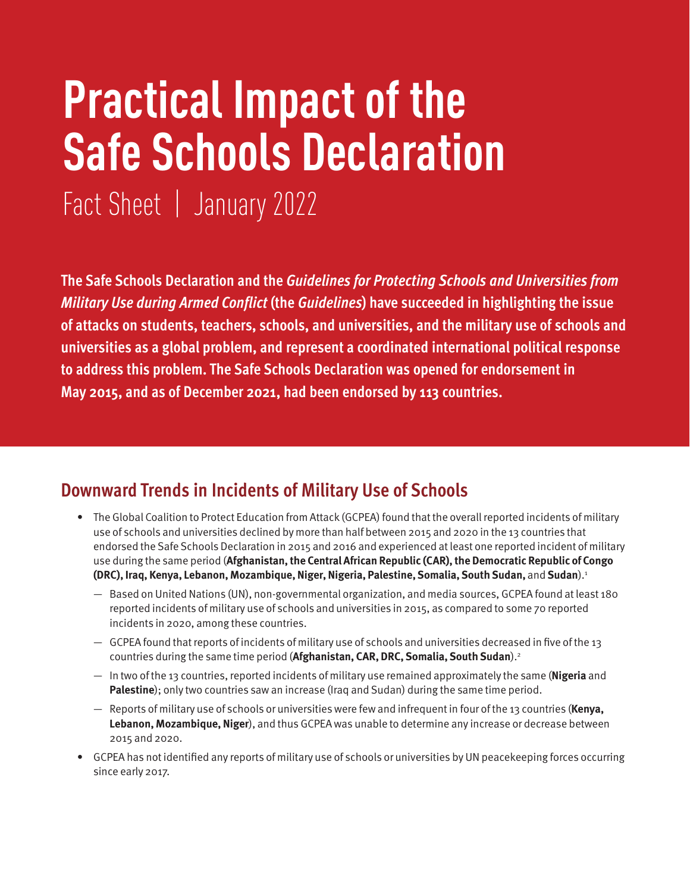# Practical Impact of the Safe Schools Declaration

Fact Sheet | January 2022

**The Safe Schools Declaration and the *Guidelines for Protecting Schools and Universities from Military Use during Armed Conflict* (the *Guidelines*) have succeeded in highlighting the issue of attacks on students, teachers, schools, and universities, and the military use of schools and universities as a global problem, and represent a coordinated international political response to address this problem. The Safe Schools Declaration was opened for endorsement in May 2015, and as of December 2021, had been endorsed by 113 countries.**

## Downward Trends in Incidents of Military Use of Schools

- The Global Coalition to Protect Education from Attack (GCPEA) found that the overall reported incidents of military use of schools and universities declined by more than half between 2015 and 2020 in the 13 countries that endorsed the Safe Schools Declaration in 2015 and 2016 and experienced at least one reported incident of military use during the same period (**Afghanistan, the Central African Republic (CAR), the Democratic Republic of Congo (DRC), Iraq, Kenya, Lebanon, Mozambique, Niger, Nigeria, Palestine, Somalia, South Sudan,** and **Sudan**).[1]
  - Based on United Nations (UN), non-governmental organization, and media sources, GCPEA found at least 180 reported incidents of military use of schools and universities in 2015, as compared to some 70 reported incidents in 2020, among these countries.
  - GCPEA found that reports of incidents of military use of schools and universities decreased in five of the 13 countries during the same time period (**Afghanistan, CAR, DRC, Somalia, South Sudan**).[2]
  - In two of the 13 countries, reported incidents of military use remained approximately the same (**Nigeria** and **Palestine**); only two countries saw an increase (Iraq and Sudan) during the same time period.
  - Reports of military use of schools or universities were few and infrequent in four of the 13 countries (**Kenya, Lebanon, Mozambique, Niger**), and thus GCPEA was unable to determine any increase or decrease between 2015 and 2020.
- GCPEA has not identified any reports of military use of schools or universities by UN peacekeeping forces occurring since early 2017.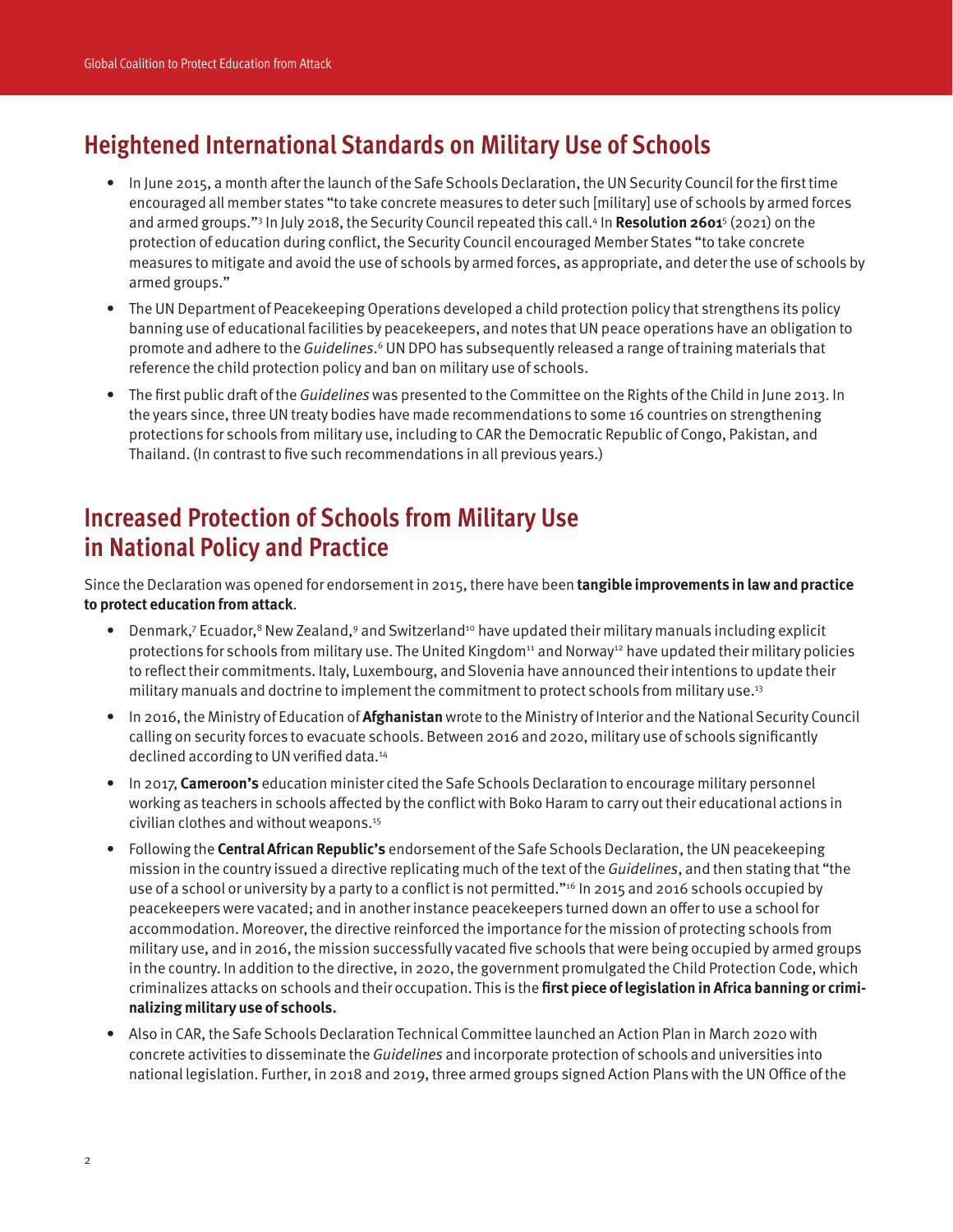## Heightened International Standards on Military Use of Schools

- In June 2015, a month after the launch of the Safe Schools Declaration, the UN Security Council for the first time encouraged all member states "to take concrete measures to deter such [military] use of schools by armed forces and armed groups."[3] In July 2018, the Security Council repeated this call.[4] In **Resolution 2601**[5] (2021) on the protection of education during conflict, the Security Council encouraged Member States "to take concrete measures to mitigate and avoid the use of schools by armed forces, as appropriate, and deter the use of schools by armed groups."
- The UN Department of Peacekeeping Operations developed a child protection policy that strengthens its policy banning use of educational facilities by peacekeepers, and notes that UN peace operations have an obligation to promote and adhere to the *Guidelines*.[6] UN DPO has subsequently released a range of training materials that reference the child protection policy and ban on military use of schools.
- The first public draft of the *Guidelines* was presented to the Committee on the Rights of the Child in June 2013. In the years since, three UN treaty bodies have made recommendations to some 16 countries on strengthening protections for schools from military use, including to CAR the Democratic Republic of Congo, Pakistan, and Thailand. (In contrast to five such recommendations in all previous years.)

## Increased Protection of Schools from Military Use in National Policy and Practice

Since the Declaration was opened for endorsement in 2015, there have been **tangible improvements in law and practice to protect education from attack**.

- Denmark,[7] Ecuador,[8] New Zealand,[9] and Switzerland[10] have updated their military manuals including explicit protections for schools from military use. The United Kingdom[11] and Norway[12] have updated their military policies to reflect their commitments. Italy, Luxembourg, and Slovenia have announced their intentions to update their military manuals and doctrine to implement the commitment to protect schools from military use.[13]
- In 2016, the Ministry of Education of **Afghanistan** wrote to the Ministry of Interior and the National Security Council calling on security forces to evacuate schools. Between 2016 and 2020, military use of schools significantly declined according to UN verified data.[14]
- In 2017, **Cameroon's** education minister cited the Safe Schools Declaration to encourage military personnel working as teachers in schools affected by the conflict with Boko Haram to carry out their educational actions in civilian clothes and without weapons.[15]
- Following the **Central African Republic's** endorsement of the Safe Schools Declaration, the UN peacekeeping mission in the country issued a directive replicating much of the text of the *Guidelines*, and then stating that "the use of a school or university by a party to a conflict is not permitted."[16] In 2015 and 2016 schools occupied by peacekeepers were vacated; and in another instance peacekeepers turned down an offer to use a school for accommodation. Moreover, the directive reinforced the importance for the mission of protecting schools from military use, and in 2016, the mission successfully vacated five schools that were being occupied by armed groups in the country. In addition to the directive, in 2020, the government promulgated the Child Protection Code, which criminalizes attacks on schools and their occupation. This is the **first piece of legislation in Africa banning or criminalizing military use of schools.**
- Also in CAR, the Safe Schools Declaration Technical Committee launched an Action Plan in March 2020 with concrete activities to disseminate the *Guidelines* and incorporate protection of schools and universities into national legislation. Further, in 2018 and 2019, three armed groups signed Action Plans with the UN Office of the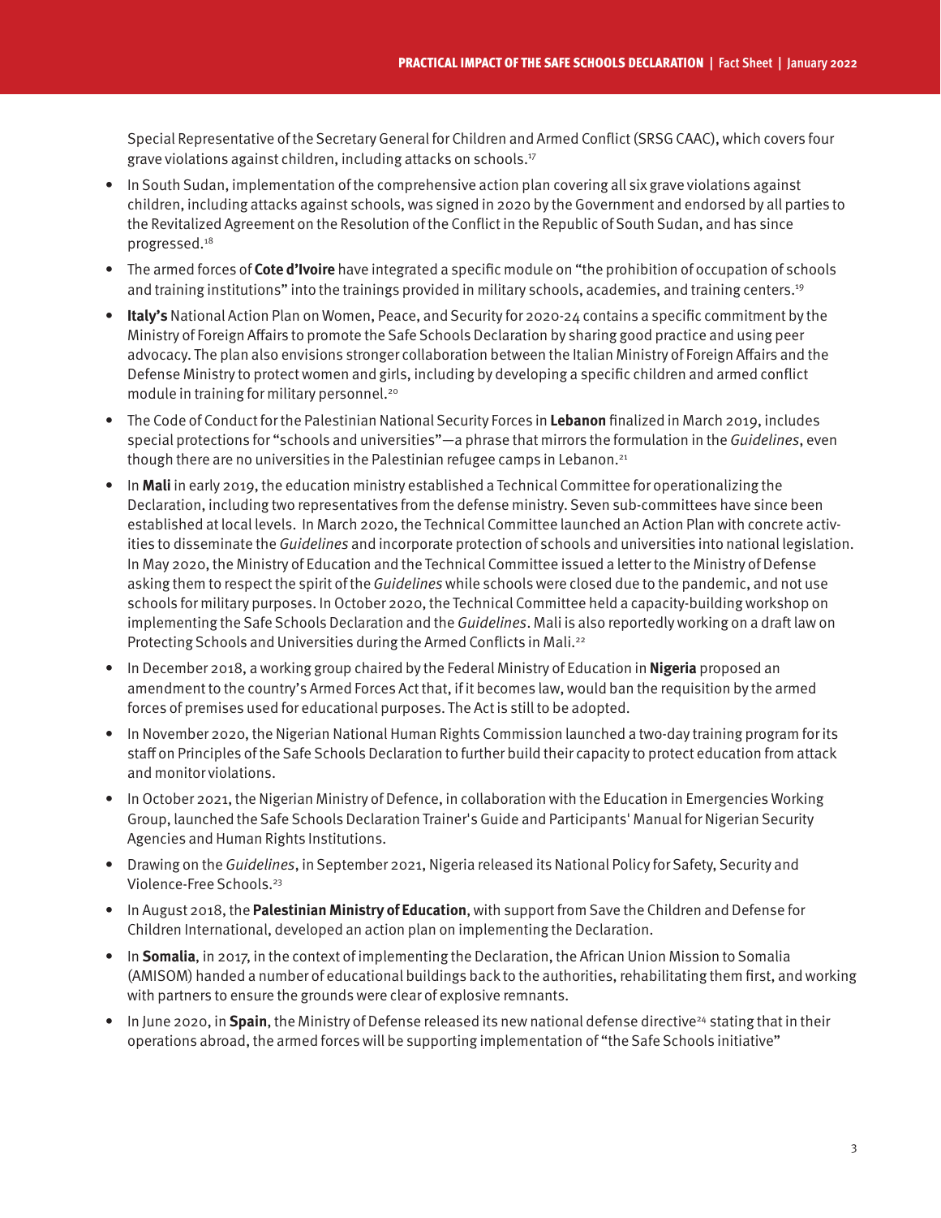Special Representative of the Secretary General for Children and Armed Conflict (SRSG CAAC), which covers four grave violations against children, including attacks on schools.[17]

- In South Sudan, implementation of the comprehensive action plan covering all six grave violations against children, including attacks against schools, was signed in 2020 by the Government and endorsed by all parties to the Revitalized Agreement on the Resolution of the Conflict in the Republic of South Sudan, and has since progressed.[18]
- The armed forces of **Cote d'Ivoire** have integrated a specific module on "the prohibition of occupation of schools and training institutions" into the trainings provided in military schools, academies, and training centers.[19]
- **Italy's** National Action Plan on Women, Peace, and Security for 2020-24 contains a specific commitment by the Ministry of Foreign Affairs to promote the Safe Schools Declaration by sharing good practice and using peer advocacy. The plan also envisions stronger collaboration between the Italian Ministry of Foreign Affairs and the Defense Ministry to protect women and girls, including by developing a specific children and armed conflict module in training for military personnel.[20]
- The Code of Conduct for the Palestinian National Security Forces in **Lebanon** finalized in March 2019, includes special protections for "schools and universities"—a phrase that mirrors the formulation in the *Guidelines*, even though there are no universities in the Palestinian refugee camps in Lebanon.[21]
- In **Mali** in early 2019, the education ministry established a Technical Committee for operationalizing the Declaration, including two representatives from the defense ministry. Seven sub-committees have since been established at local levels. In March 2020, the Technical Committee launched an Action Plan with concrete activities to disseminate the *Guidelines* and incorporate protection of schools and universities into national legislation. In May 2020, the Ministry of Education and the Technical Committee issued a letter to the Ministry of Defense asking them to respect the spirit of the *Guidelines* while schools were closed due to the pandemic, and not use schools for military purposes. In October 2020, the Technical Committee held a capacity-building workshop on implementing the Safe Schools Declaration and the *Guidelines*. Mali is also reportedly working on a draft law on Protecting Schools and Universities during the Armed Conflicts in Mali.[22]
- In December 2018, a working group chaired by the Federal Ministry of Education in **Nigeria** proposed an amendment to the country's Armed Forces Act that, if it becomes law, would ban the requisition by the armed forces of premises used for educational purposes. The Act is still to be adopted.
- In November 2020, the Nigerian National Human Rights Commission launched a two-day training program for its staff on Principles of the Safe Schools Declaration to further build their capacity to protect education from attack and monitor violations.
- In October 2021, the Nigerian Ministry of Defence, in collaboration with the Education in Emergencies Working Group, launched the Safe Schools Declaration Trainer's Guide and Participants' Manual for Nigerian Security Agencies and Human Rights Institutions.
- Drawing on the *Guidelines*, in September 2021, Nigeria released its National Policy for Safety, Security and Violence-Free Schools.[23]
- In August 2018, the **Palestinian Ministry of Education**, with support from Save the Children and Defense for Children International, developed an action plan on implementing the Declaration.
- In **Somalia**, in 2017, in the context of implementing the Declaration, the African Union Mission to Somalia (AMISOM) handed a number of educational buildings back to the authorities, rehabilitating them first, and working with partners to ensure the grounds were clear of explosive remnants.
- In June 2020, in **Spain**, the Ministry of Defense released its new national defense directive[24] stating that in their operations abroad, the armed forces will be supporting implementation of "the Safe Schools initiative"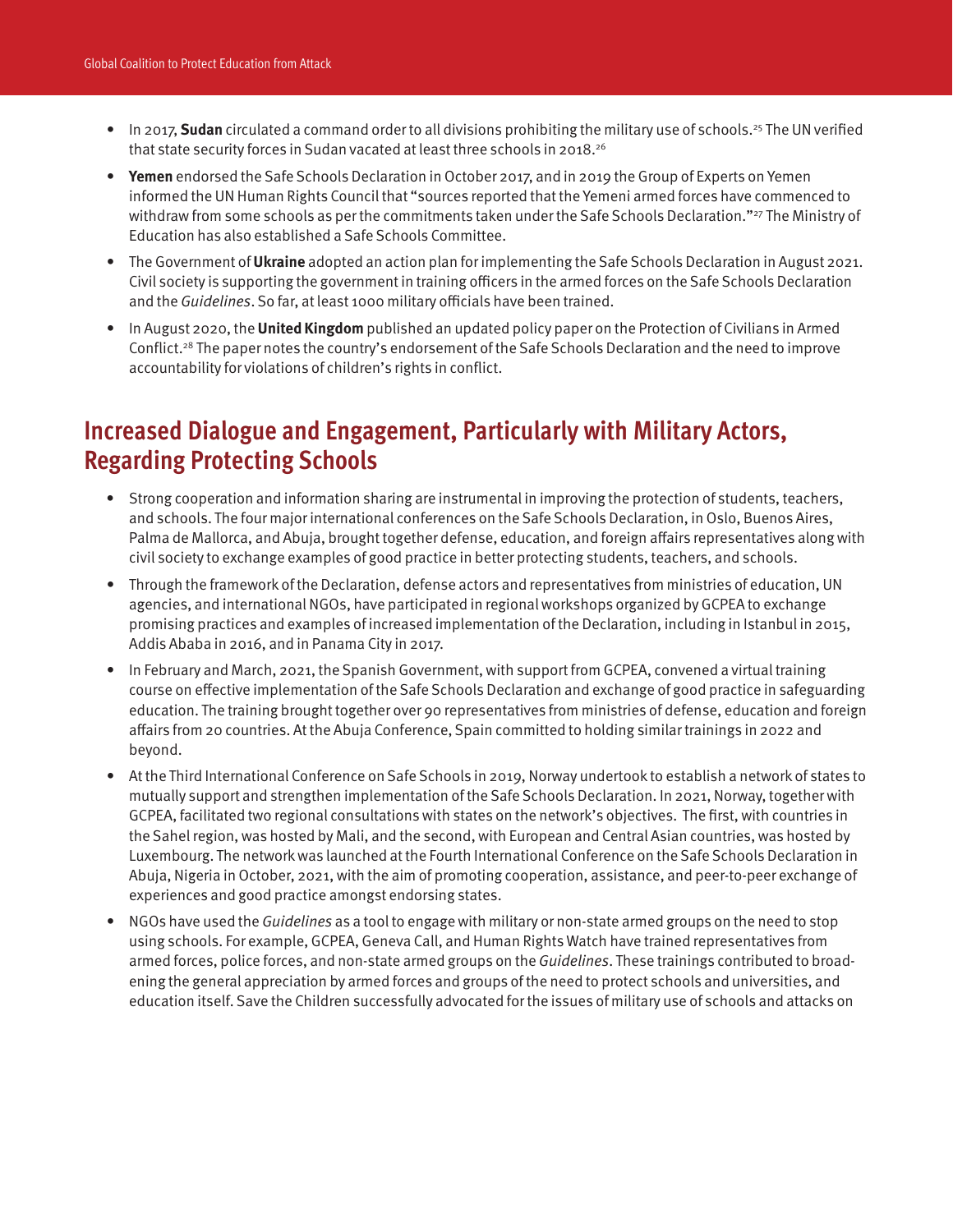- In 2017, **Sudan** circulated a command order to all divisions prohibiting the military use of schools.[25] The UN verified that state security forces in Sudan vacated at least three schools in 2018.[26]
- **Yemen** endorsed the Safe Schools Declaration in October 2017, and in 2019 the Group of Experts on Yemen informed the UN Human Rights Council that "sources reported that the Yemeni armed forces have commenced to withdraw from some schools as per the commitments taken under the Safe Schools Declaration."[27] The Ministry of Education has also established a Safe Schools Committee.
- The Government of **Ukraine** adopted an action plan for implementing the Safe Schools Declaration in August 2021. Civil society is supporting the government in training officers in the armed forces on the Safe Schools Declaration and the *Guidelines*. So far, at least 1000 military officials have been trained.
- In August 2020, the **United Kingdom** published an updated policy paper on the Protection of Civilians in Armed Conflict.[28] The paper notes the country's endorsement of the Safe Schools Declaration and the need to improve accountability for violations of children's rights in conflict.

## Increased Dialogue and Engagement, Particularly with Military Actors, Regarding Protecting Schools

- Strong cooperation and information sharing are instrumental in improving the protection of students, teachers, and schools. The four major international conferences on the Safe Schools Declaration, in Oslo, Buenos Aires, Palma de Mallorca, and Abuja, brought together defense, education, and foreign affairs representatives along with civil society to exchange examples of good practice in better protecting students, teachers, and schools.
- Through the framework of the Declaration, defense actors and representatives from ministries of education, UN agencies, and international NGOs, have participated in regional workshops organized by GCPEA to exchange promising practices and examples of increased implementation of the Declaration, including in Istanbul in 2015, Addis Ababa in 2016, and in Panama City in 2017.
- In February and March, 2021, the Spanish Government, with support from GCPEA, convened a virtual training course on effective implementation of the Safe Schools Declaration and exchange of good practice in safeguarding education. The training brought together over 90 representatives from ministries of defense, education and foreign affairs from 20 countries. At the Abuja Conference, Spain committed to holding similar trainings in 2022 and beyond.
- At the Third International Conference on Safe Schools in 2019, Norway undertook to establish a network of states to mutually support and strengthen implementation of the Safe Schools Declaration. In 2021, Norway, together with GCPEA, facilitated two regional consultations with states on the network's objectives. The first, with countries in the Sahel region, was hosted by Mali, and the second, with European and Central Asian countries, was hosted by Luxembourg. The network was launched at the Fourth International Conference on the Safe Schools Declaration in Abuja, Nigeria in October, 2021, with the aim of promoting cooperation, assistance, and peer-to-peer exchange of experiences and good practice amongst endorsing states.
- NGOs have used the *Guidelines* as a tool to engage with military or non-state armed groups on the need to stop using schools. For example, GCPEA, Geneva Call, and Human Rights Watch have trained representatives from armed forces, police forces, and non-state armed groups on the *Guidelines*. These trainings contributed to broadening the general appreciation by armed forces and groups of the need to protect schools and universities, and education itself. Save the Children successfully advocated for the issues of military use of schools and attacks on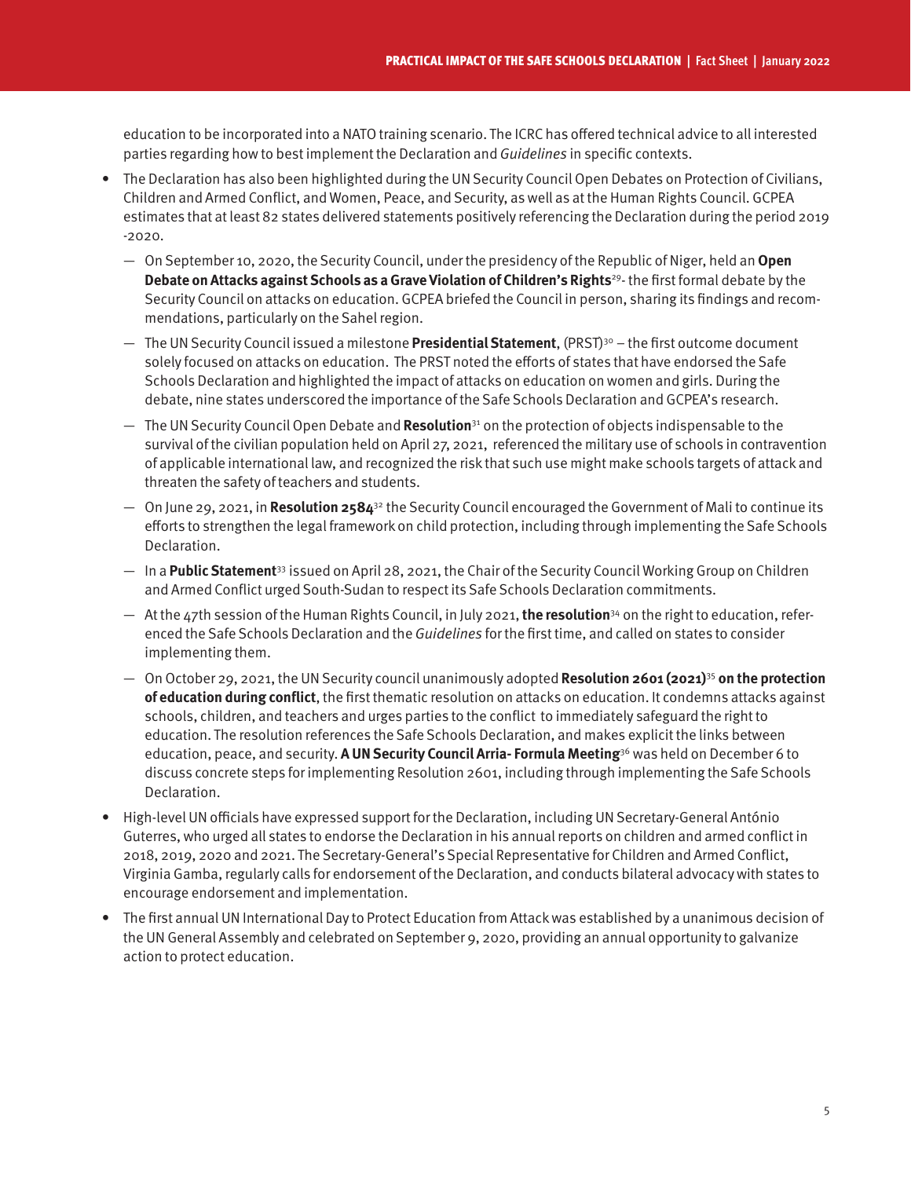education to be incorporated into a NATO training scenario. The ICRC has offered technical advice to all interested parties regarding how to best implement the Declaration and *Guidelines* in specific contexts.

- The Declaration has also been highlighted during the UN Security Council Open Debates on Protection of Civilians, Children and Armed Conflict, and Women, Peace, and Security, as well as at the Human Rights Council. GCPEA estimates that at least 82 states delivered statements positively referencing the Declaration during the period 2019 -2020.
  - On September 10, 2020, the Security Council, under the presidency of the Republic of Niger, held an **Open Debate on Attacks against Schools as a Grave Violation of Children's Rights**[29]- the first formal debate by the Security Council on attacks on education. GCPEA briefed the Council in person, sharing its findings and recommendations, particularly on the Sahel region.
  - The UN Security Council issued a milestone **Presidential Statement**, (PRST)[30] – the first outcome document solely focused on attacks on education. The PRST noted the efforts of states that have endorsed the Safe Schools Declaration and highlighted the impact of attacks on education on women and girls. During the debate, nine states underscored the importance of the Safe Schools Declaration and GCPEA's research.
  - The UN Security Council Open Debate and **Resolution**[31] on the protection of objects indispensable to the survival of the civilian population held on April 27, 2021, referenced the military use of schools in contravention of applicable international law, and recognized the risk that such use might make schools targets of attack and threaten the safety of teachers and students.
  - On June 29, 2021, in **Resolution 2584**[32] the Security Council encouraged the Government of Mali to continue its efforts to strengthen the legal framework on child protection, including through implementing the Safe Schools Declaration.
  - In a **Public Statement**[33] issued on April 28, 2021, the Chair of the Security Council Working Group on Children and Armed Conflict urged South-Sudan to respect its Safe Schools Declaration commitments.
  - At the 47th session of the Human Rights Council, in July 2021, **the resolution**[34] on the right to education, referenced the Safe Schools Declaration and the *Guidelines* for the first time, and called on states to consider implementing them.
  - On October 29, 2021, the UN Security council unanimously adopted **Resolution 2601 (2021)**[35] **on the protection of education during conflict**, the first thematic resolution on attacks on education. It condemns attacks against schools, children, and teachers and urges parties to the conflict to immediately safeguard the right to education. The resolution references the Safe Schools Declaration, and makes explicit the links between education, peace, and security. **A UN Security Council Arria- Formula Meeting**[36] was held on December 6 to discuss concrete steps for implementing Resolution 2601, including through implementing the Safe Schools Declaration.
- High-level UN officials have expressed support for the Declaration, including UN Secretary-General António Guterres, who urged all states to endorse the Declaration in his annual reports on children and armed conflict in 2018, 2019, 2020 and 2021. The Secretary-General's Special Representative for Children and Armed Conflict, Virginia Gamba, regularly calls for endorsement of the Declaration, and conducts bilateral advocacy with states to encourage endorsement and implementation.
- The first annual UN International Day to Protect Education from Attack was established by a unanimous decision of the UN General Assembly and celebrated on September 9, 2020, providing an annual opportunity to galvanize action to protect education.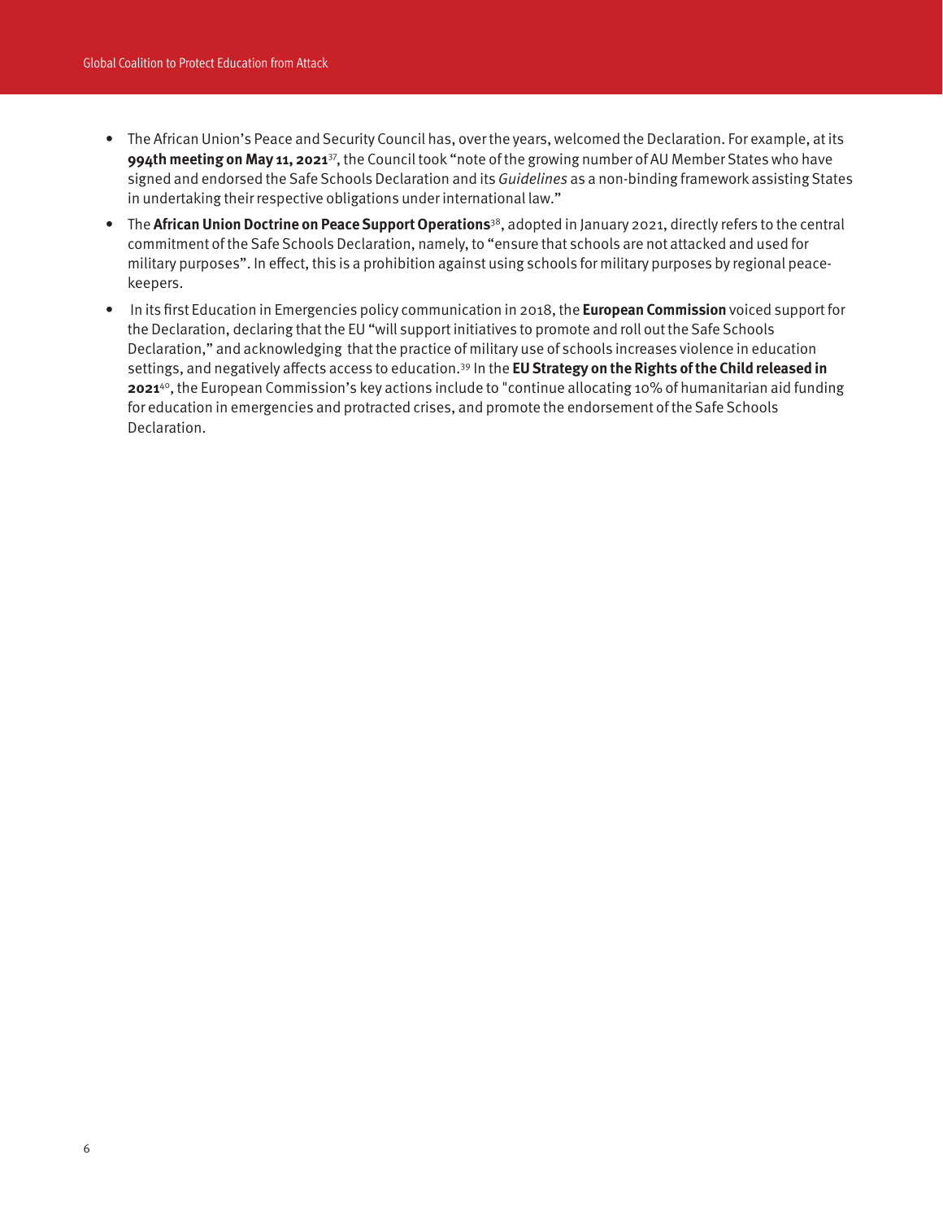- The African Union's Peace and Security Council has, over the years, welcomed the Declaration. For example, at its **994th meeting on May 11, 2021**[37], the Council took "note of the growing number of AU Member States who have signed and endorsed the Safe Schools Declaration and its *Guidelines* as a non-binding framework assisting States in undertaking their respective obligations under international law."
- The **African Union Doctrine on Peace Support Operations**[38], adopted in January 2021, directly refers to the central commitment of the Safe Schools Declaration, namely, to "ensure that schools are not attacked and used for military purposes". In effect, this is a prohibition against using schools for military purposes by regional peace-keepers.
- In its first Education in Emergencies policy communication in 2018, the **European Commission** voiced support for the Declaration, declaring that the EU "will support initiatives to promote and roll out the Safe Schools Declaration," and acknowledging that the practice of military use of schools increases violence in education settings, and negatively affects access to education.[39] In the **EU Strategy on the Rights of the Child released in 2021**[40], the European Commission's key actions include to "continue allocating 10% of humanitarian aid funding for education in emergencies and protracted crises, and promote the endorsement of the Safe Schools Declaration.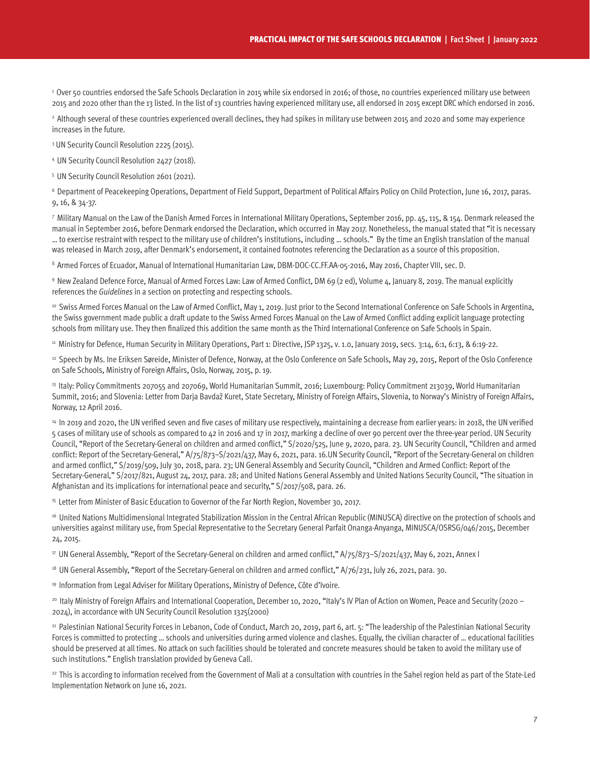[1] Over 50 countries endorsed the Safe Schools Declaration in 2015 while six endorsed in 2016; of those, no countries experienced military use between 2015 and 2020 other than the 13 listed. In the list of 13 countries having experienced military use, all endorsed in 2015 except DRC which endorsed in 2016.

[2] Although several of these countries experienced overall declines, they had spikes in military use between 2015 and 2020 and some may experience increases in the future.

[3] UN Security Council Resolution 2225 (2015).

[4] UN Security Council Resolution 2427 (2018).

[5] UN Security Council Resolution 2601 (2021).

[6] Department of Peacekeeping Operations, Department of Field Support, Department of Political Affairs Policy on Child Protection, June 16, 2017, paras. 9, 16, & 34-37.

[7] Military Manual on the Law of the Danish Armed Forces in International Military Operations, September 2016, pp. 45, 115, & 154. Denmark released the manual in September 2016, before Denmark endorsed the Declaration, which occurred in May 2017. Nonetheless, the manual stated that "it is necessary … to exercise restraint with respect to the military use of children's institutions, including … schools." By the time an English translation of the manual was released in March 2019, after Denmark's endorsement, it contained footnotes referencing the Declaration as a source of this proposition.

[8] Armed Forces of Ecuador, Manual of International Humanitarian Law, DBM-DOC-CC.FF.AA-05-2016, May 2016, Chapter VIII, sec. D.

[9] New Zealand Defence Force, Manual of Armed Forces Law: Law of Armed Conflict, DM 69 (2 ed), Volume 4, January 8, 2019. The manual explicitly references the *Guidelines* in a section on protecting and respecting schools.

[10] Swiss Armed Forces Manual on the Law of Armed Conflict, May 1, 2019. Just prior to the Second International Conference on Safe Schools in Argentina, the Swiss government made public a draft update to the Swiss Armed Forces Manual on the Law of Armed Conflict adding explicit language protecting schools from military use. They then finalized this addition the same month as the Third International Conference on Safe Schools in Spain.

[11] Ministry for Defence, Human Security in Military Operations, Part 1: Directive, JSP 1325, v. 1.0, January 2019, secs. 3:14, 6:1, 6:13, & 6:19-22.

[12] Speech by Ms. Ine Eriksen Søreide, Minister of Defence, Norway, at the Oslo Conference on Safe Schools, May 29, 2015, Report of the Oslo Conference on Safe Schools, Ministry of Foreign Affairs, Oslo, Norway, 2015, p. 19.

[13] Italy: Policy Commitments 207055 and 207069, World Humanitarian Summit, 2016; Luxembourg: Policy Commitment 213039, World Humanitarian Summit, 2016; and Slovenia: Letter from Darja Bavdaž Kuret, State Secretary, Ministry of Foreign Affairs, Slovenia, to Norway's Ministry of Foreign Affairs, Norway, 12 April 2016.

[14] In 2019 and 2020, the UN verified seven and five cases of military use respectively, maintaining a decrease from earlier years: in 2018, the UN verified 5 cases of military use of schools as compared to 42 in 2016 and 17 in 2017, marking a decline of over 90 percent over the three-year period. UN Security Council, "Report of the Secretary-General on children and armed conflict," S/2020/525, June 9, 2020, para. 23. UN Security Council, "Children and armed conflict: Report of the Secretary-General," A/75/873–S/2021/437, May 6, 2021, para. 16.UN Security Council, "Report of the Secretary-General on children and armed conflict," S/2019/509, July 30, 2018, para. 23; UN General Assembly and Security Council, "Children and Armed Conflict: Report of the Secretary-General," S/2017/821, August 24, 2017, para. 28; and United Nations General Assembly and United Nations Security Council, "The situation in Afghanistan and its implications for international peace and security," S/2017/508, para. 26.

[15] Letter from Minister of Basic Education to Governor of the Far North Region, November 30, 2017.

[16] United Nations Multidimensional Integrated Stabilization Mission in the Central African Republic (MINUSCA) directive on the protection of schools and universities against military use, from Special Representative to the Secretary General Parfait Onanga-Anyanga, MINUSCA/OSRSG/046/2015, December 24, 2015.

[17] UN General Assembly, "Report of the Secretary-General on children and armed conflict," A/75/873–S/2021/437, May 6, 2021, Annex I

[18] UN General Assembly, "Report of the Secretary-General on children and armed conflict," A/76/231, July 26, 2021, para. 30.

[19] Information from Legal Adviser for Military Operations, Ministry of Defence, Côte d'Ivoire.

[20] Italy Ministry of Foreign Affairs and International Cooperation, December 10, 2020, "Italy's IV Plan of Action on Women, Peace and Security (2020 – 2024), in accordance with UN Security Council Resolution 1325(2000)

[21] Palestinian National Security Forces in Lebanon, Code of Conduct, March 20, 2019, part 6, art. 5: "The leadership of the Palestinian National Security Forces is committed to protecting … schools and universities during armed violence and clashes. Equally, the civilian character of … educational facilities should be preserved at all times. No attack on such facilities should be tolerated and concrete measures should be taken to avoid the military use of such institutions." English translation provided by Geneva Call.

[22] This is according to information received from the Government of Mali at a consultation with countries in the Sahel region held as part of the State-Led Implementation Network on June 16, 2021.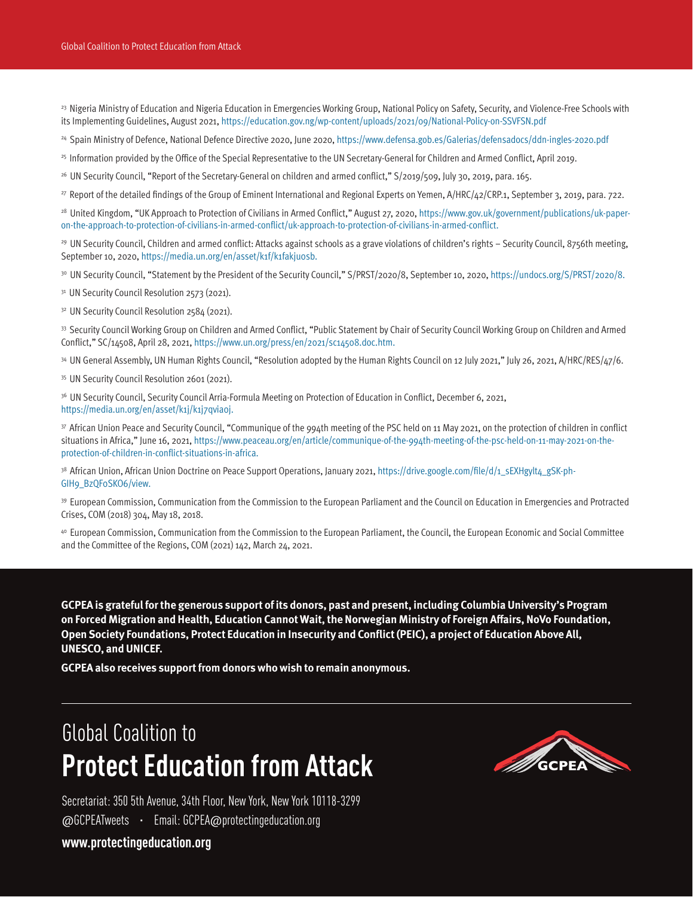[23] Nigeria Ministry of Education and Nigeria Education in Emergencies Working Group, National Policy on Safety, Security, and Violence-Free Schools with its Implementing Guidelines, August 2021, https://education.gov.ng/wp-content/uploads/2021/09/National-Policy-on-SSVFSN.pdf

[24] Spain Ministry of Defence, National Defence Directive 2020, June 2020, https://www.defensa.gob.es/Galerias/defensadocs/ddn-ingles-2020.pdf

[25] Information provided by the Office of the Special Representative to the UN Secretary-General for Children and Armed Conflict, April 2019.

[26] UN Security Council, "Report of the Secretary-General on children and armed conflict," S/2019/509, July 30, 2019, para. 165.

[27] Report of the detailed findings of the Group of Eminent International and Regional Experts on Yemen, A/HRC/42/CRP.1, September 3, 2019, para. 722.

[28] United Kingdom, "UK Approach to Protection of Civilians in Armed Conflict," August 27, 2020, https://www.gov.uk/government/publications/uk-paper-on-the-approach-to-protection-of-civilians-in-armed-conflict/uk-approach-to-protection-of-civilians-in-armed-conflict.

[29] UN Security Council, Children and armed conflict: Attacks against schools as a grave violations of children's rights – Security Council, 8756th meeting, September 10, 2020, https://media.un.org/en/asset/k1f/k1fakjuosb.

[30] UN Security Council, "Statement by the President of the Security Council," S/PRST/2020/8, September 10, 2020, https://undocs.org/S/PRST/2020/8.

[31] UN Security Council Resolution 2573 (2021).

[32] UN Security Council Resolution 2584 (2021).

[33] Security Council Working Group on Children and Armed Conflict, "Public Statement by Chair of Security Council Working Group on Children and Armed Conflict," SC/14508, April 28, 2021, https://www.un.org/press/en/2021/sc14508.doc.htm.

[34] UN General Assembly, UN Human Rights Council, "Resolution adopted by the Human Rights Council on 12 July 2021," July 26, 2021, A/HRC/RES/47/6.

[35] UN Security Council Resolution 2601 (2021).

[36] UN Security Council, Security Council Arria-Formula Meeting on Protection of Education in Conflict, December 6, 2021, https://media.un.org/en/asset/k1j/k1j7qviaoj.

[37] African Union Peace and Security Council, "Communique of the 994th meeting of the PSC held on 11 May 2021, on the protection of children in conflict situations in Africa," June 16, 2021, https://www.peaceau.org/en/article/communique-of-the-994th-meeting-of-the-psc-held-on-11-may-2021-on-the-protection-of-children-in-conflict-situations-in-africa.

[38] African Union, African Union Doctrine on Peace Support Operations, January 2021, https://drive.google.com/file/d/1_sEXHgylt4_gSK-ph-GIH9_BzQFoSKO6/view.

[39] European Commission, Communication from the Commission to the European Parliament and the Council on Education in Emergencies and Protracted Crises, COM (2018) 304, May 18, 2018.

[40] European Commission, Communication from the Commission to the European Parliament, the Council, the European Economic and Social Committee and the Committee of the Regions, COM (2021) 142, March 24, 2021.

**GCPEA is grateful for the generous support of its donors, past and present, including Columbia University's Program on Forced Migration and Health, Education Cannot Wait, the Norwegian Ministry of Foreign Affairs, NoVo Foundation, Open Society Foundations, Protect Education in Insecurity and Conflict (PEIC), a project of Education Above All, UNESCO, and UNICEF.**

**GCPEA also receives support from donors who wish to remain anonymous.**

Global Coalition to
**Protect Education from Attack**

GCPEA

Secretariat: 350 5th Avenue, 34th Floor, New York, New York 10118-3299
@GCPEATweets · Email: GCPEA@protectingeducation.org

**www.protectingeducation.org**